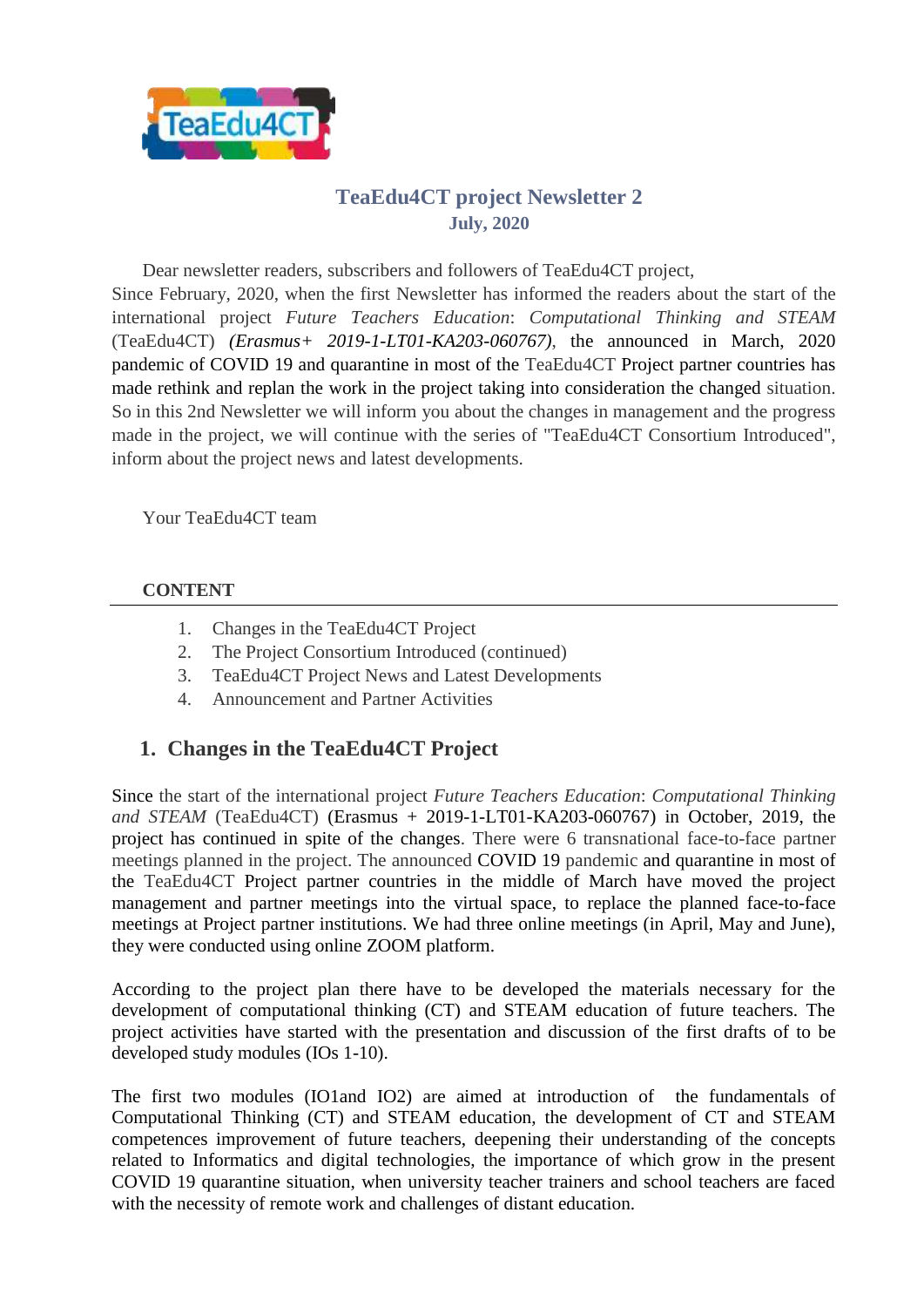# TeaEdu4CT project Newsletter 2

**July, 2020**

Dear newsletter readers, subscribers and followers of TeaEdu4CT project,

Since February, 2020, when the first Newsletter has informed the readers about the start of the international project *Future Teachers Education*: *Computational Thinking and STEAM* (TeaEdu4CT) *(Erasmus+ 2019-1-LT01-KA203-060767)*, the announced in March, 2020 pandemic of COVID 19 and quarantine in most of the TeaEdu4CT Project partner countries has made rethink and replan the work in the project taking into consideration the changed situation. So in this 2nd Newsletter we will inform you about the changes in management and the progress made in the project, we will continue with the series of "TeaEdu4CT Consortium Introduced", inform about the project news and latest developments.

Your TeaEdu4CT team

**CONTENT**

1. Changes in the TeaEdu4CT Project
2. The Project Consortium Introduced (continued)
3. TeaEdu4CT Project News and Latest Developments
4. Announcement and Partner Activities

## 1. Changes in the TeaEdu4CT Project

Since the start of the international project *Future Teachers Education*: *Computational Thinking and STEAM* (TeaEdu4CT) (Erasmus + 2019-1-LT01-KA203-060767) in October, 2019, the project has continued in spite of the changes. There were 6 transnational face-to-face partner meetings planned in the project. The announced COVID 19 pandemic and quarantine in most of the TeaEdu4CT Project partner countries in the middle of March have moved the project management and partner meetings into the virtual space, to replace the planned face-to-face meetings at Project partner institutions. We had three online meetings (in April, May and June), they were conducted using online ZOOM platform.

According to the project plan there have to be developed the materials necessary for the development of computational thinking (CT) and STEAM education of future teachers. The project activities have started with the presentation and discussion of the first drafts of to be developed study modules (IOs 1-10).

The first two modules (IO1and IO2) are aimed at introduction of the fundamentals of Computational Thinking (CT) and STEAM education, the development of CT and STEAM competences improvement of future teachers, deepening their understanding of the concepts related to Informatics and digital technologies, the importance of which grow in the present COVID 19 quarantine situation, when university teacher trainers and school teachers are faced with the necessity of remote work and challenges of distant education.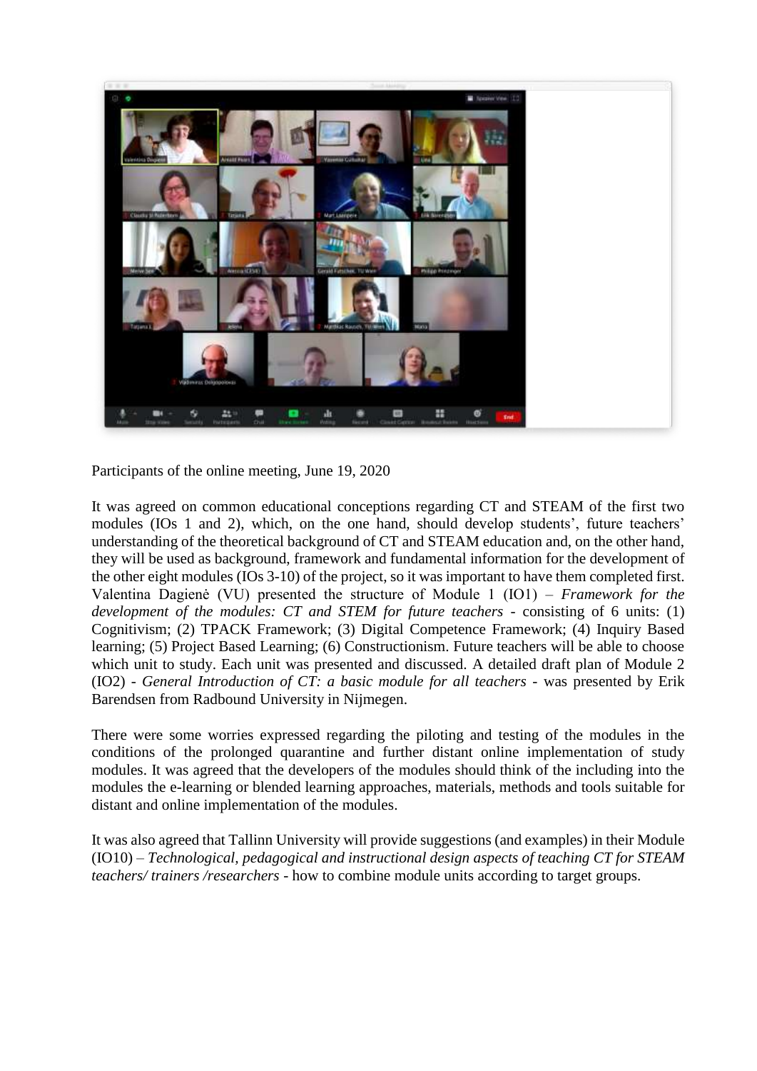Participants of the online meeting, June 19, 2020

It was agreed on common educational conceptions regarding CT and STEAM of the first two modules (IOs 1 and 2), which, on the one hand, should develop students', future teachers' understanding of the theoretical background of CT and STEAM education and, on the other hand, they will be used as background, framework and fundamental information for the development of the other eight modules (IOs 3-10) of the project, so it was important to have them completed first. Valentina Dagienė (VU) presented the structure of Module 1 (IO1) – *Framework for the development of the modules: CT and STEM for future teachers* - consisting of 6 units: (1) Cognitivism; (2) TPACK Framework; (3) Digital Competence Framework; (4) Inquiry Based learning; (5) Project Based Learning; (6) Constructionism. Future teachers will be able to choose which unit to study. Each unit was presented and discussed. A detailed draft plan of Module 2 (IO2) - *General Introduction of CT: a basic module for all teachers* - was presented by Erik Barendsen from Radbound University in Nijmegen.

There were some worries expressed regarding the piloting and testing of the modules in the conditions of the prolonged quarantine and further distant online implementation of study modules. It was agreed that the developers of the modules should think of the including into the modules the e-learning or blended learning approaches, materials, methods and tools suitable for distant and online implementation of the modules.

It was also agreed that Tallinn University will provide suggestions (and examples) in their Module (IO10) – *Technological, pedagogical and instructional design aspects of teaching CT for STEAM teachers/ trainers /researchers* - how to combine module units according to target groups.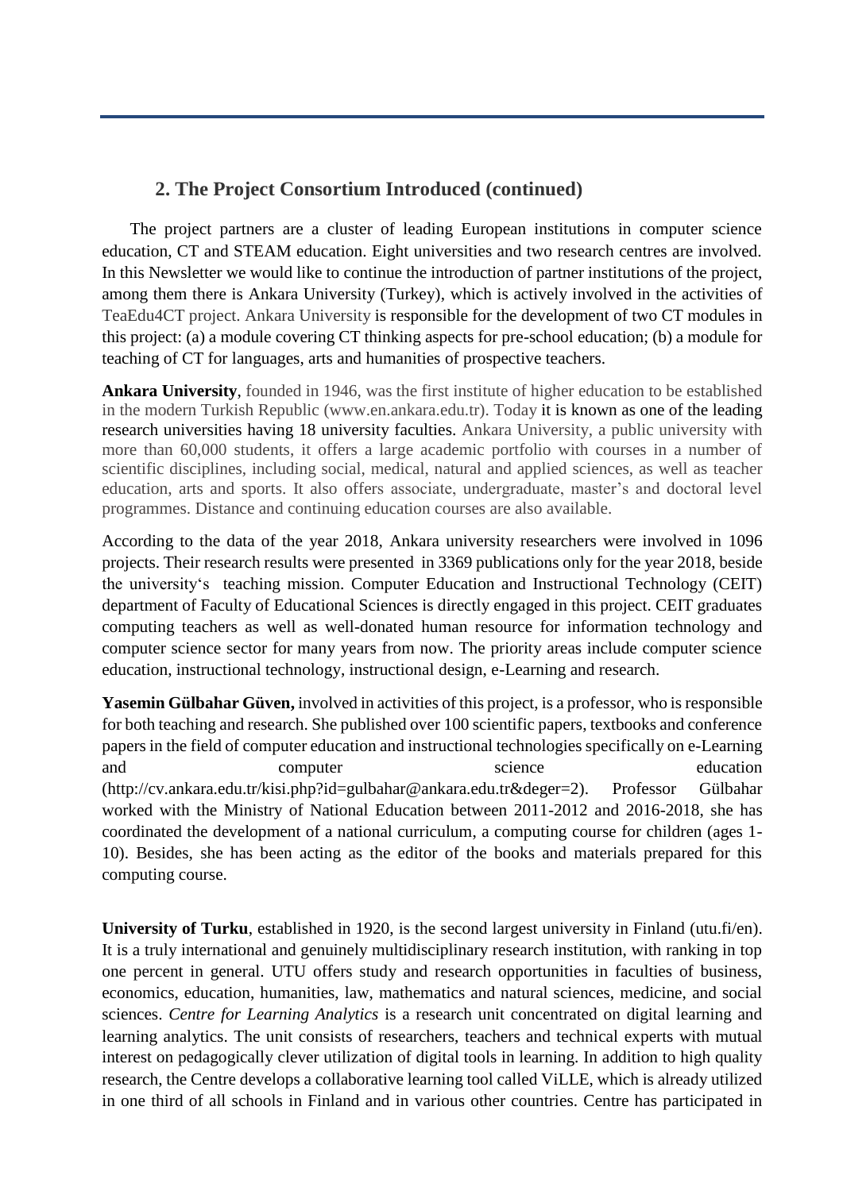## 2. The Project Consortium Introduced (continued)

The project partners are a cluster of leading European institutions in computer science education, CT and STEAM education. Eight universities and two research centres are involved. In this Newsletter we would like to continue the introduction of partner institutions of the project, among them there is Ankara University (Turkey), which is actively involved in the activities of TeaEdu4CT project. Ankara University is responsible for the development of two CT modules in this project: (a) a module covering CT thinking aspects for pre-school education; (b) a module for teaching of CT for languages, arts and humanities of prospective teachers.

**Ankara University**, founded in 1946, was the first institute of higher education to be established in the modern Turkish Republic (www.en.ankara.edu.tr). Today it is known as one of the leading research universities having 18 university faculties. Ankara University, a public university with more than 60,000 students, it offers a large academic portfolio with courses in a number of scientific disciplines, including social, medical, natural and applied sciences, as well as teacher education, arts and sports. It also offers associate, undergraduate, master's and doctoral level programmes. Distance and continuing education courses are also available.

According to the data of the year 2018, Ankara university researchers were involved in 1096 projects. Their research results were presented in 3369 publications only for the year 2018, beside the university's teaching mission. Computer Education and Instructional Technology (CEIT) department of Faculty of Educational Sciences is directly engaged in this project. CEIT graduates computing teachers as well as well-donated human resource for information technology and computer science sector for many years from now. The priority areas include computer science education, instructional technology, instructional design, e-Learning and research.

**Yasemin Gülbahar Güven,** involved in activities of this project, is a professor, who is responsible for both teaching and research. She published over 100 scientific papers, textbooks and conference papers in the field of computer education and instructional technologies specifically on e-Learning and computer science education (http://cv.ankara.edu.tr/kisi.php?id=gulbahar@ankara.edu.tr&deger=2). Professor Gülbahar worked with the Ministry of National Education between 2011-2012 and 2016-2018, she has coordinated the development of a national curriculum, a computing course for children (ages 1-10). Besides, she has been acting as the editor of the books and materials prepared for this computing course.

**University of Turku**, established in 1920, is the second largest university in Finland (utu.fi/en). It is a truly international and genuinely multidisciplinary research institution, with ranking in top one percent in general. UTU offers study and research opportunities in faculties of business, economics, education, humanities, law, mathematics and natural sciences, medicine, and social sciences. *Centre for Learning Analytics* is a research unit concentrated on digital learning and learning analytics. The unit consists of researchers, teachers and technical experts with mutual interest on pedagogically clever utilization of digital tools in learning. In addition to high quality research, the Centre develops a collaborative learning tool called ViLLE, which is already utilized in one third of all schools in Finland and in various other countries. Centre has participated in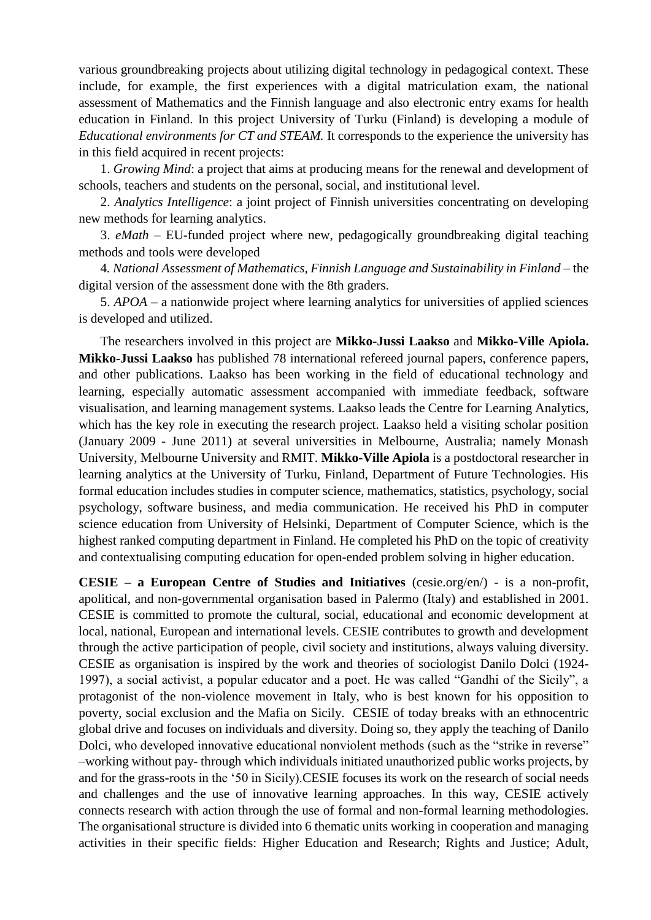various groundbreaking projects about utilizing digital technology in pedagogical context. These include, for example, the first experiences with a digital matriculation exam, the national assessment of Mathematics and the Finnish language and also electronic entry exams for health education in Finland. In this project University of Turku (Finland) is developing a module of *Educational environments for CT and STEAM.* It corresponds to the experience the university has in this field acquired in recent projects:

1. *Growing Mind*: a project that aims at producing means for the renewal and development of schools, teachers and students on the personal, social, and institutional level.
2. *Analytics Intelligence*: a joint project of Finnish universities concentrating on developing new methods for learning analytics.
3. *eMath* – EU-funded project where new, pedagogically groundbreaking digital teaching methods and tools were developed
4. *National Assessment of Mathematics, Finnish Language and Sustainability in Finland* – the digital version of the assessment done with the 8th graders.
5. *APOA* – a nationwide project where learning analytics for universities of applied sciences is developed and utilized.

The researchers involved in this project are **Mikko-Jussi Laakso** and **Mikko-Ville Apiola. Mikko-Jussi Laakso** has published 78 international refereed journal papers, conference papers, and other publications. Laakso has been working in the field of educational technology and learning, especially automatic assessment accompanied with immediate feedback, software visualisation, and learning management systems. Laakso leads the Centre for Learning Analytics, which has the key role in executing the research project. Laakso held a visiting scholar position (January 2009 - June 2011) at several universities in Melbourne, Australia; namely Monash University, Melbourne University and RMIT. **Mikko-Ville Apiola** is a postdoctoral researcher in learning analytics at the University of Turku, Finland, Department of Future Technologies. His formal education includes studies in computer science, mathematics, statistics, psychology, social psychology, software business, and media communication. He received his PhD in computer science education from University of Helsinki, Department of Computer Science, which is the highest ranked computing department in Finland. He completed his PhD on the topic of creativity and contextualising computing education for open-ended problem solving in higher education.

**CESIE – a European Centre of Studies and Initiatives** (cesie.org/en/) - is a non-profit, apolitical, and non-governmental organisation based in Palermo (Italy) and established in 2001. CESIE is committed to promote the cultural, social, educational and economic development at local, national, European and international levels. CESIE contributes to growth and development through the active participation of people, civil society and institutions, always valuing diversity. CESIE as organisation is inspired by the work and theories of sociologist Danilo Dolci (1924-1997), a social activist, a popular educator and a poet. He was called "Gandhi of the Sicily", a protagonist of the non-violence movement in Italy, who is best known for his opposition to poverty, social exclusion and the Mafia on Sicily. CESIE of today breaks with an ethnocentric global drive and focuses on individuals and diversity. Doing so, they apply the teaching of Danilo Dolci, who developed innovative educational nonviolent methods (such as the "strike in reverse" –working without pay- through which individuals initiated unauthorized public works projects, by and for the grass-roots in the '50 in Sicily).CESIE focuses its work on the research of social needs and challenges and the use of innovative learning approaches. In this way, CESIE actively connects research with action through the use of formal and non-formal learning methodologies. The organisational structure is divided into 6 thematic units working in cooperation and managing activities in their specific fields: Higher Education and Research; Rights and Justice; Adult,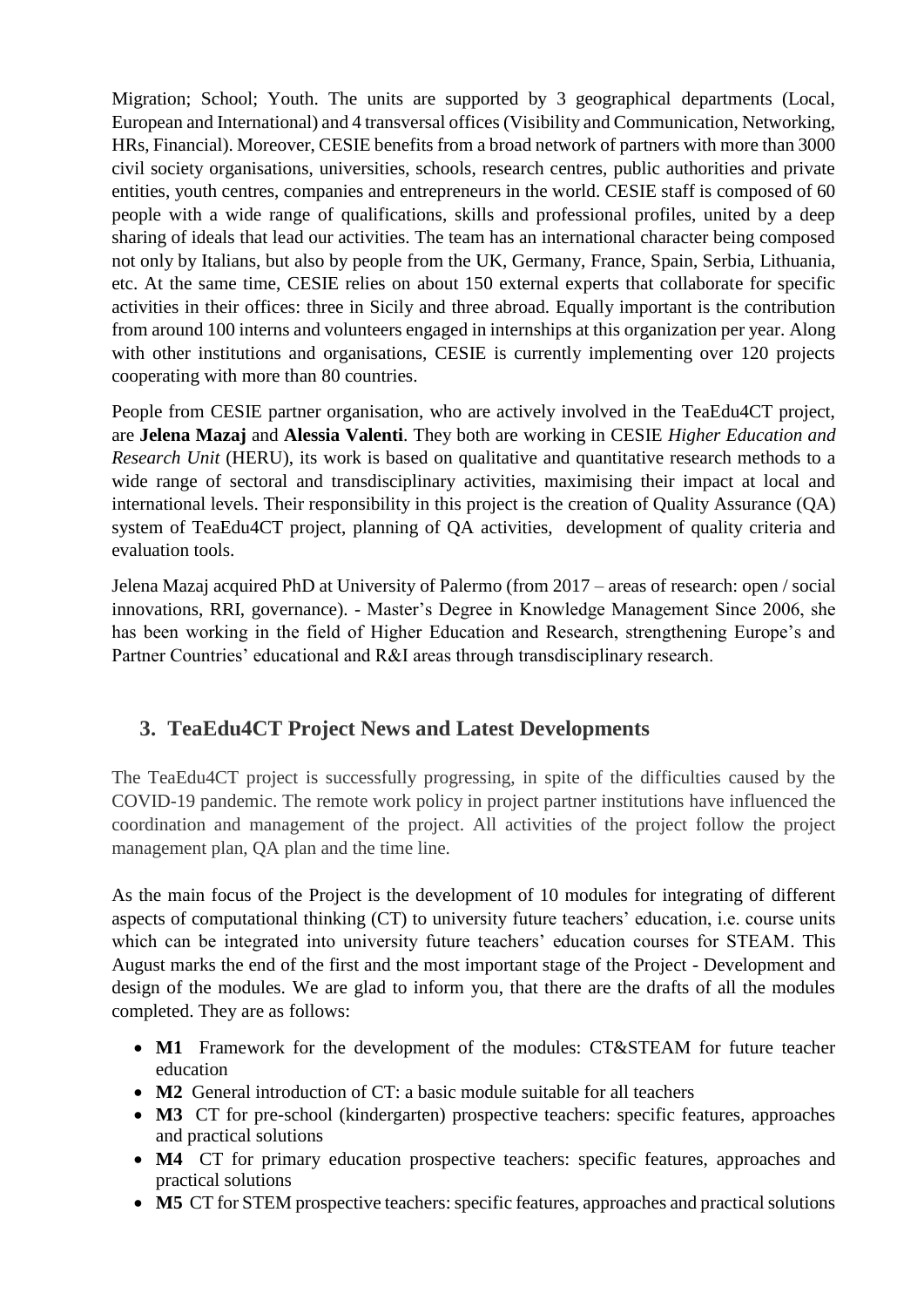Migration; School; Youth. The units are supported by 3 geographical departments (Local, European and International) and 4 transversal offices (Visibility and Communication, Networking, HRs, Financial). Moreover, CESIE benefits from a broad network of partners with more than 3000 civil society organisations, universities, schools, research centres, public authorities and private entities, youth centres, companies and entrepreneurs in the world. CESIE staff is composed of 60 people with a wide range of qualifications, skills and professional profiles, united by a deep sharing of ideals that lead our activities. The team has an international character being composed not only by Italians, but also by people from the UK, Germany, France, Spain, Serbia, Lithuania, etc. At the same time, CESIE relies on about 150 external experts that collaborate for specific activities in their offices: three in Sicily and three abroad. Equally important is the contribution from around 100 interns and volunteers engaged in internships at this organization per year. Along with other institutions and organisations, CESIE is currently implementing over 120 projects cooperating with more than 80 countries.

People from CESIE partner organisation, who are actively involved in the TeaEdu4CT project, are **Jelena Mazaj** and **Alessia Valenti**. They both are working in CESIE *Higher Education and Research Unit* (HERU), its work is based on qualitative and quantitative research methods to a wide range of sectoral and transdisciplinary activities, maximising their impact at local and international levels. Their responsibility in this project is the creation of Quality Assurance (QA) system of TeaEdu4CT project, planning of QA activities, development of quality criteria and evaluation tools.

Jelena Mazaj acquired PhD at University of Palermo (from 2017 – areas of research: open / social innovations, RRI, governance). - Master's Degree in Knowledge Management Since 2006, she has been working in the field of Higher Education and Research, strengthening Europe's and Partner Countries' educational and R&I areas through transdisciplinary research.

## 3. TeaEdu4CT Project News and Latest Developments

The TeaEdu4CT project is successfully progressing, in spite of the difficulties caused by the COVID-19 pandemic. The remote work policy in project partner institutions have influenced the coordination and management of the project. All activities of the project follow the project management plan, QA plan and the time line.

As the main focus of the Project is the development of 10 modules for integrating of different aspects of computational thinking (CT) to university future teachers' education, i.e. course units which can be integrated into university future teachers' education courses for STEAM. This August marks the end of the first and the most important stage of the Project - Development and design of the modules. We are glad to inform you, that there are the drafts of all the modules completed. They are as follows:

- **M1** Framework for the development of the modules: CT&STEAM for future teacher education
- **M2** General introduction of CT: a basic module suitable for all teachers
- **M3** CT for pre-school (kindergarten) prospective teachers: specific features, approaches and practical solutions
- **M4** CT for primary education prospective teachers: specific features, approaches and practical solutions
- **M5** CT for STEM prospective teachers: specific features, approaches and practical solutions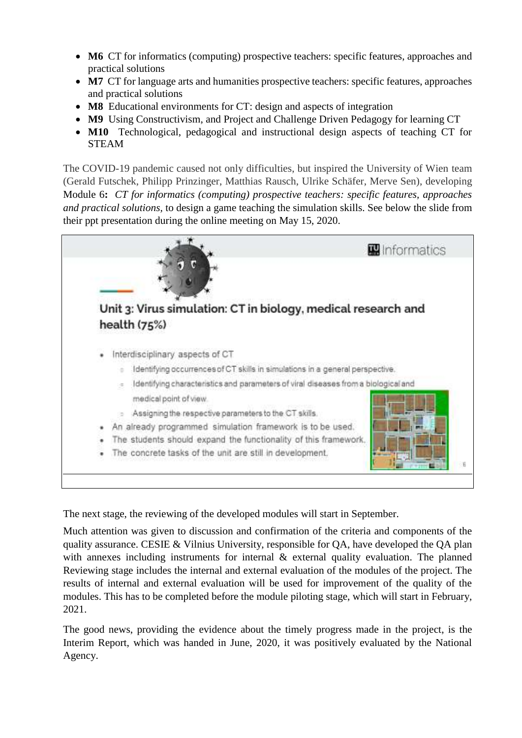- **M6** CT for informatics (computing) prospective teachers: specific features, approaches and practical solutions
- **M7** CT for language arts and humanities prospective teachers: specific features, approaches and practical solutions
- **M8** Educational environments for CT: design and aspects of integration
- **M9** Using Constructivism, and Project and Challenge Driven Pedagogy for learning CT
- **M10** Technological, pedagogical and instructional design aspects of teaching CT for STEAM

The COVID-19 pandemic caused not only difficulties, but inspired the University of Wien team (Gerald Futschek, Philipp Prinzinger, Matthias Rausch, Ulrike Schäfer, Merve Sen), developing Module 6**:** *CT for informatics (computing) prospective teachers: specific features, approaches and practical solutions,* to design a game teaching the simulation skills. See below the slide from their ppt presentation during the online meeting on May 15, 2020.

Informatics

**Unit 3: Virus simulation: CT in biology, medical research and health (75%)**

- Interdisciplinary aspects of CT
  - Identifying occurrences of CT skills in simulations in a general perspective.
  - Identifying characteristics and parameters of viral diseases from a biological and medical point of view.
  - Assigning the respective parameters to the CT skills.
- An already programmed simulation framework is to be used.
- The students should expand the functionality of this framework.
- The concrete tasks of the unit are still in development.

The next stage, the reviewing of the developed modules will start in September.

Much attention was given to discussion and confirmation of the criteria and components of the quality assurance. CESIE & Vilnius University, responsible for QA, have developed the QA plan with annexes including instruments for internal & external quality evaluation. The planned Reviewing stage includes the internal and external evaluation of the modules of the project. The results of internal and external evaluation will be used for improvement of the quality of the modules. This has to be completed before the module piloting stage, which will start in February, 2021.

The good news, providing the evidence about the timely progress made in the project, is the Interim Report, which was handed in June, 2020, it was positively evaluated by the National Agency.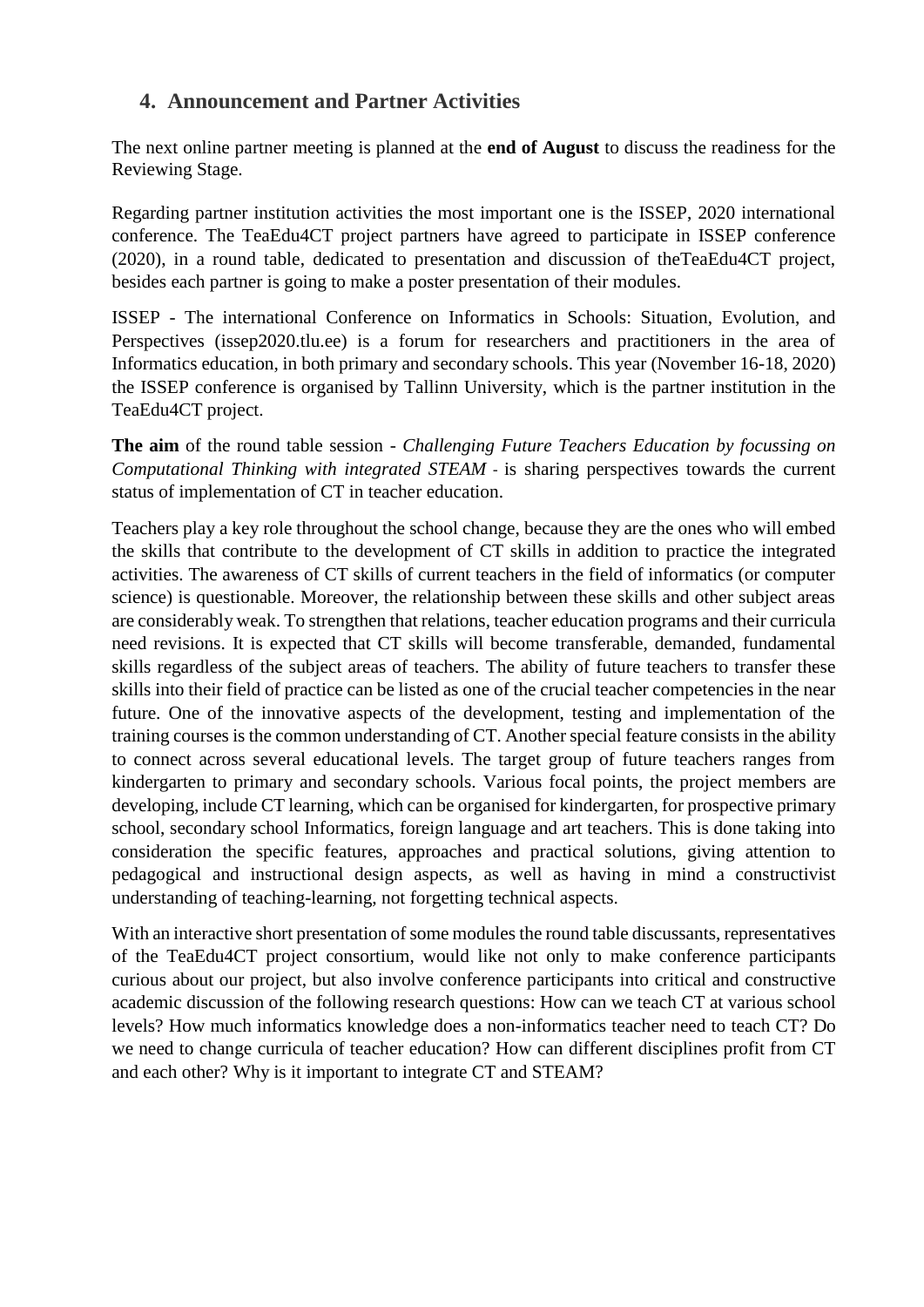## 4. Announcement and Partner Activities

The next online partner meeting is planned at the **end of August** to discuss the readiness for the Reviewing Stage.

Regarding partner institution activities the most important one is the ISSEP, 2020 international conference. The TeaEdu4CT project partners have agreed to participate in ISSEP conference (2020), in a round table, dedicated to presentation and discussion of theTeaEdu4CT project, besides each partner is going to make a poster presentation of their modules.

ISSEP - The international Conference on Informatics in Schools: Situation, Evolution, and Perspectives (issep2020.tlu.ee) is a forum for researchers and practitioners in the area of Informatics education, in both primary and secondary schools. This year (November 16-18, 2020) the ISSEP conference is organised by Tallinn University, which is the partner institution in the TeaEdu4CT project.

**The aim** of the round table session - *Challenging Future Teachers Education by focussing on Computational Thinking with integrated STEAM* - is sharing perspectives towards the current status of implementation of CT in teacher education.

Teachers play a key role throughout the school change, because they are the ones who will embed the skills that contribute to the development of CT skills in addition to practice the integrated activities. The awareness of CT skills of current teachers in the field of informatics (or computer science) is questionable. Moreover, the relationship between these skills and other subject areas are considerably weak. To strengthen that relations, teacher education programs and their curricula need revisions. It is expected that CT skills will become transferable, demanded, fundamental skills regardless of the subject areas of teachers. The ability of future teachers to transfer these skills into their field of practice can be listed as one of the crucial teacher competencies in the near future. One of the innovative aspects of the development, testing and implementation of the training courses is the common understanding of CT. Another special feature consists in the ability to connect across several educational levels. The target group of future teachers ranges from kindergarten to primary and secondary schools. Various focal points, the project members are developing, include CT learning, which can be organised for kindergarten, for prospective primary school, secondary school Informatics, foreign language and art teachers. This is done taking into consideration the specific features, approaches and practical solutions, giving attention to pedagogical and instructional design aspects, as well as having in mind a constructivist understanding of teaching-learning, not forgetting technical aspects.

With an interactive short presentation of some modules the round table discussants, representatives of the TeaEdu4CT project consortium, would like not only to make conference participants curious about our project, but also involve conference participants into critical and constructive academic discussion of the following research questions: How can we teach CT at various school levels? How much informatics knowledge does a non-informatics teacher need to teach CT? Do we need to change curricula of teacher education? How can different disciplines profit from CT and each other? Why is it important to integrate CT and STEAM?